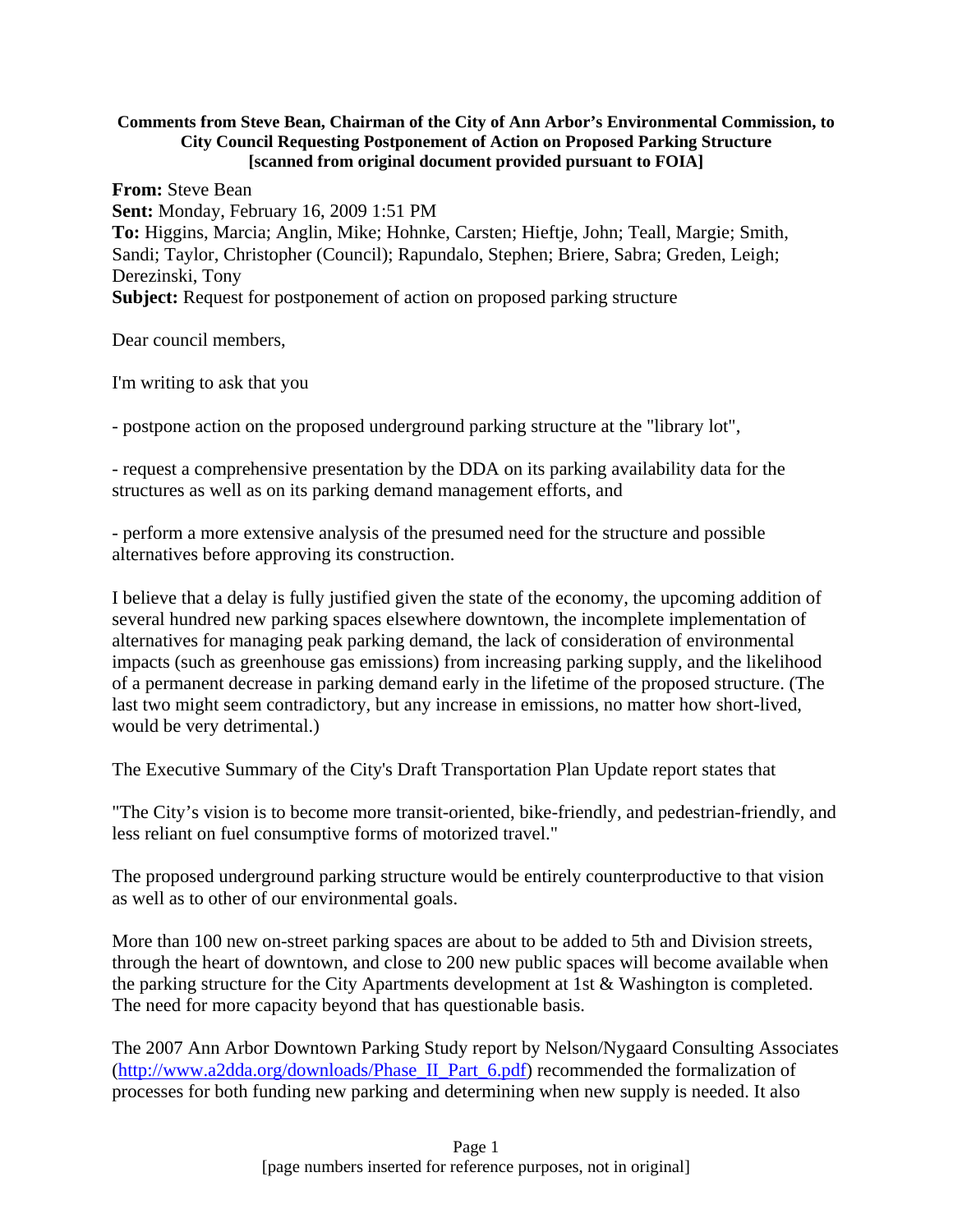**Comments from Steve Bean, Chairman of the City of Ann Arbor's Environmental Commission, to City Council Requesting Postponement of Action on Proposed Parking Structure [scanned from original document provided pursuant to FOIA]**

**From:** Steve Bean
**Sent:** Monday, February 16, 2009 1:51 PM
**To:** Higgins, Marcia; Anglin, Mike; Hohnke, Carsten; Hieftje, John; Teall, Margie; Smith, Sandi; Taylor, Christopher (Council); Rapundalo, Stephen; Briere, Sabra; Greden, Leigh; Derezinski, Tony
**Subject:** Request for postponement of action on proposed parking structure

Dear council members,

I'm writing to ask that you

- postpone action on the proposed underground parking structure at the "library lot",

- request a comprehensive presentation by the DDA on its parking availability data for the structures as well as on its parking demand management efforts, and

- perform a more extensive analysis of the presumed need for the structure and possible alternatives before approving its construction.

I believe that a delay is fully justified given the state of the economy, the upcoming addition of several hundred new parking spaces elsewhere downtown, the incomplete implementation of alternatives for managing peak parking demand, the lack of consideration of environmental impacts (such as greenhouse gas emissions) from increasing parking supply, and the likelihood of a permanent decrease in parking demand early in the lifetime of the proposed structure. (The last two might seem contradictory, but any increase in emissions, no matter how short-lived, would be very detrimental.)

The Executive Summary of the City's Draft Transportation Plan Update report states that

"The City's vision is to become more transit-oriented, bike-friendly, and pedestrian-friendly, and less reliant on fuel consumptive forms of motorized travel."

The proposed underground parking structure would be entirely counterproductive to that vision as well as to other of our environmental goals.

More than 100 new on-street parking spaces are about to be added to 5th and Division streets, through the heart of downtown, and close to 200 new public spaces will become available when the parking structure for the City Apartments development at 1st & Washington is completed. The need for more capacity beyond that has questionable basis.

The 2007 Ann Arbor Downtown Parking Study report by Nelson/Nygaard Consulting Associates (http://www.a2dda.org/downloads/Phase_II_Part_6.pdf) recommended the formalization of processes for both funding new parking and determining when new supply is needed. It also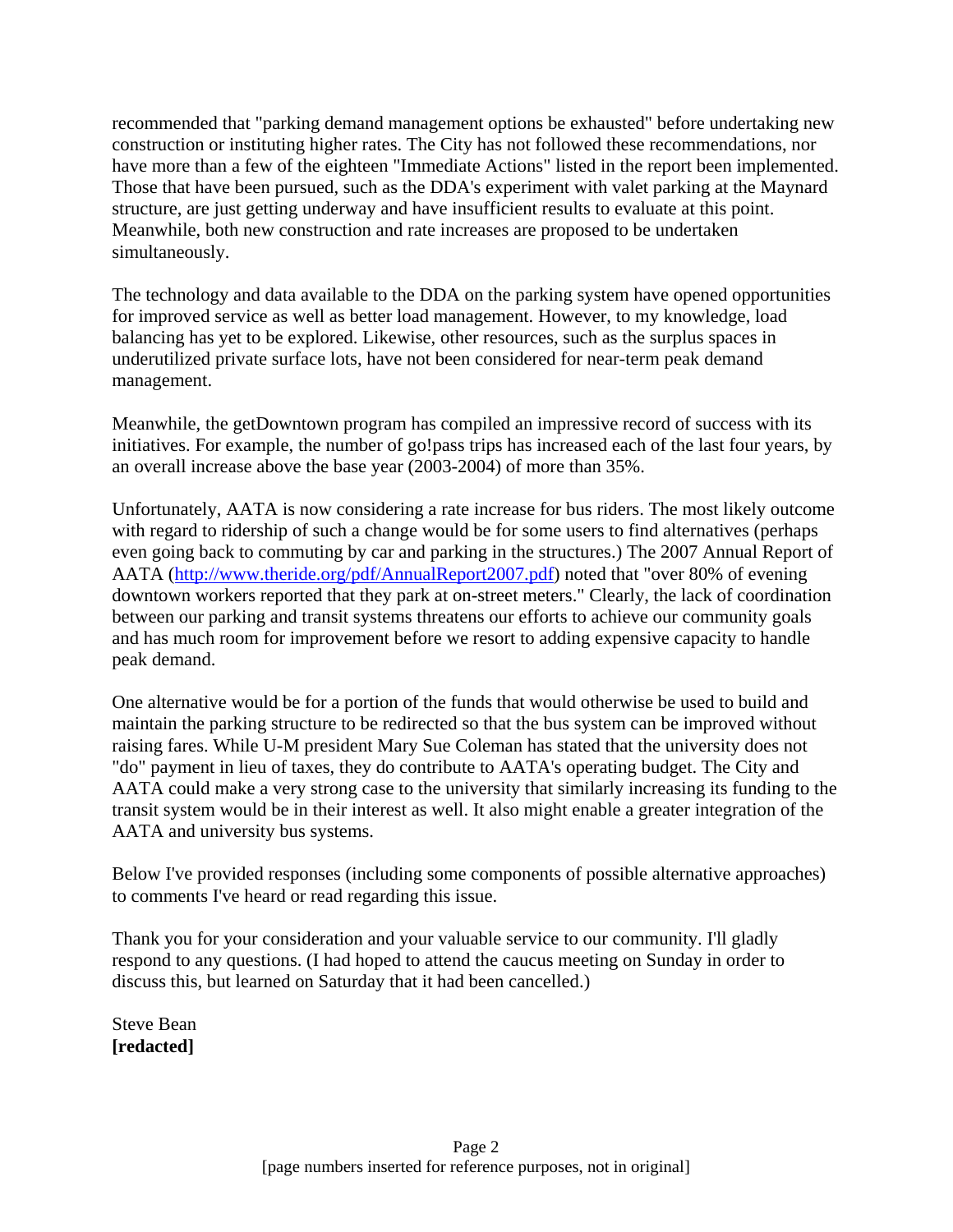recommended that "parking demand management options be exhausted" before undertaking new construction or instituting higher rates. The City has not followed these recommendations, nor have more than a few of the eighteen "Immediate Actions" listed in the report been implemented. Those that have been pursued, such as the DDA's experiment with valet parking at the Maynard structure, are just getting underway and have insufficient results to evaluate at this point. Meanwhile, both new construction and rate increases are proposed to be undertaken simultaneously.

The technology and data available to the DDA on the parking system have opened opportunities for improved service as well as better load management. However, to my knowledge, load balancing has yet to be explored. Likewise, other resources, such as the surplus spaces in underutilized private surface lots, have not been considered for near-term peak demand management.

Meanwhile, the getDowntown program has compiled an impressive record of success with its initiatives. For example, the number of go!pass trips has increased each of the last four years, by an overall increase above the base year (2003-2004) of more than 35%.

Unfortunately, AATA is now considering a rate increase for bus riders. The most likely outcome with regard to ridership of such a change would be for some users to find alternatives (perhaps even going back to commuting by car and parking in the structures.) The 2007 Annual Report of AATA (http://www.theride.org/pdf/AnnualReport2007.pdf) noted that "over 80% of evening downtown workers reported that they park at on-street meters." Clearly, the lack of coordination between our parking and transit systems threatens our efforts to achieve our community goals and has much room for improvement before we resort to adding expensive capacity to handle peak demand.

One alternative would be for a portion of the funds that would otherwise be used to build and maintain the parking structure to be redirected so that the bus system can be improved without raising fares. While U-M president Mary Sue Coleman has stated that the university does not "do" payment in lieu of taxes, they do contribute to AATA's operating budget. The City and AATA could make a very strong case to the university that similarly increasing its funding to the transit system would be in their interest as well. It also might enable a greater integration of the AATA and university bus systems.

Below I've provided responses (including some components of possible alternative approaches) to comments I've heard or read regarding this issue.

Thank you for your consideration and your valuable service to our community. I'll gladly respond to any questions. (I had hoped to attend the caucus meeting on Sunday in order to discuss this, but learned on Saturday that it had been cancelled.)

Steve Bean
**[redacted]**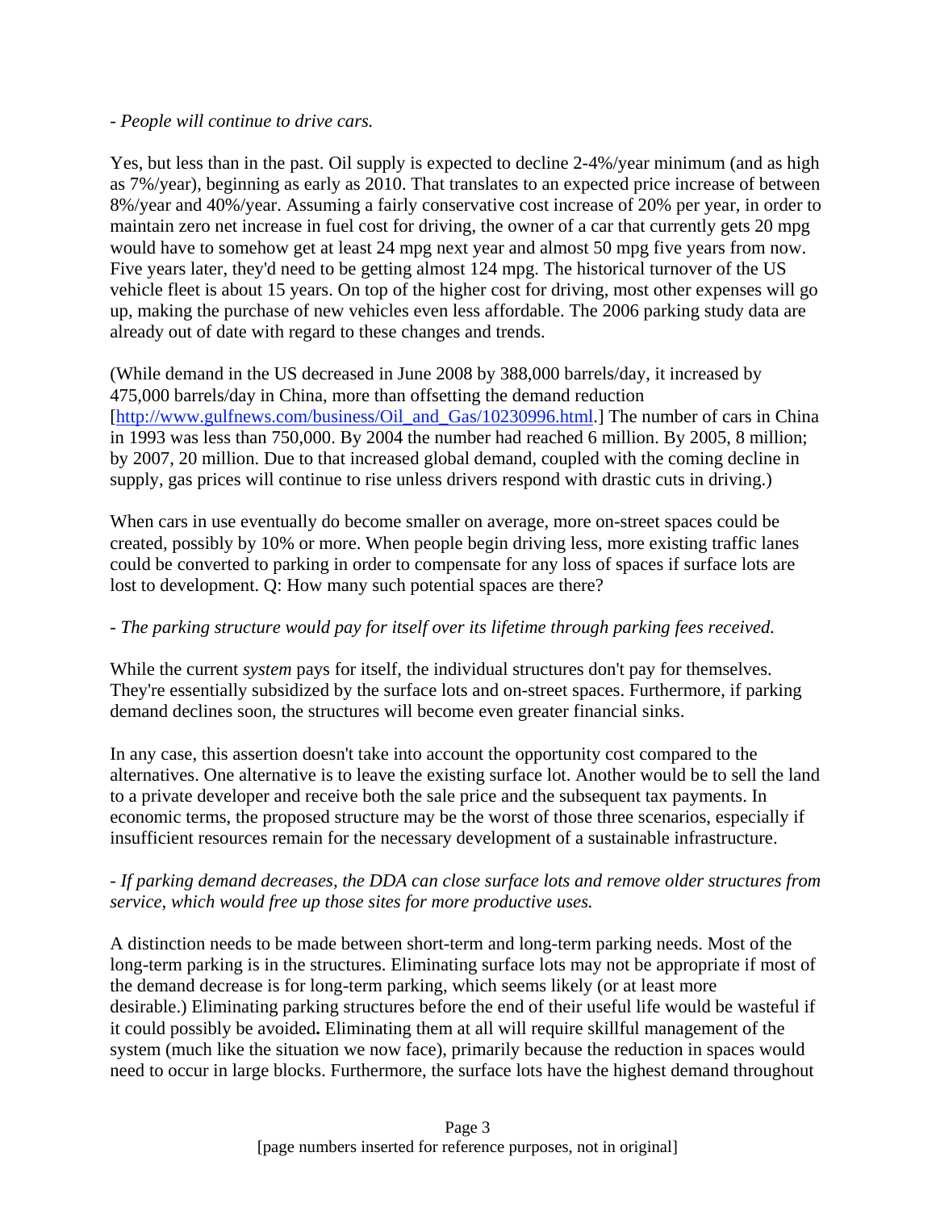- *People will continue to drive cars.*

Yes, but less than in the past. Oil supply is expected to decline 2-4%/year minimum (and as high as 7%/year), beginning as early as 2010. That translates to an expected price increase of between 8%/year and 40%/year. Assuming a fairly conservative cost increase of 20% per year, in order to maintain zero net increase in fuel cost for driving, the owner of a car that currently gets 20 mpg would have to somehow get at least 24 mpg next year and almost 50 mpg five years from now. Five years later, they'd need to be getting almost 124 mpg. The historical turnover of the US vehicle fleet is about 15 years. On top of the higher cost for driving, most other expenses will go up, making the purchase of new vehicles even less affordable. The 2006 parking study data are already out of date with regard to these changes and trends.

(While demand in the US decreased in June 2008 by 388,000 barrels/day, it increased by 475,000 barrels/day in China, more than offsetting the demand reduction [http://www.gulfnews.com/business/Oil_and_Gas/10230996.html.] The number of cars in China in 1993 was less than 750,000. By 2004 the number had reached 6 million. By 2005, 8 million; by 2007, 20 million. Due to that increased global demand, coupled with the coming decline in supply, gas prices will continue to rise unless drivers respond with drastic cuts in driving.)

When cars in use eventually do become smaller on average, more on-street spaces could be created, possibly by 10% or more. When people begin driving less, more existing traffic lanes could be converted to parking in order to compensate for any loss of spaces if surface lots are lost to development. Q: How many such potential spaces are there?

- *The parking structure would pay for itself over its lifetime through parking fees received.*

While the current *system* pays for itself, the individual structures don't pay for themselves. They're essentially subsidized by the surface lots and on-street spaces. Furthermore, if parking demand declines soon, the structures will become even greater financial sinks.

In any case, this assertion doesn't take into account the opportunity cost compared to the alternatives. One alternative is to leave the existing surface lot. Another would be to sell the land to a private developer and receive both the sale price and the subsequent tax payments. In economic terms, the proposed structure may be the worst of those three scenarios, especially if insufficient resources remain for the necessary development of a sustainable infrastructure.

- *If parking demand decreases, the DDA can close surface lots and remove older structures from service, which would free up those sites for more productive uses.*

A distinction needs to be made between short-term and long-term parking needs. Most of the long-term parking is in the structures. Eliminating surface lots may not be appropriate if most of the demand decrease is for long-term parking, which seems likely (or at least more desirable.) Eliminating parking structures before the end of their useful life would be wasteful if it could possibly be avoided**.** Eliminating them at all will require skillful management of the system (much like the situation we now face), primarily because the reduction in spaces would need to occur in large blocks. Furthermore, the surface lots have the highest demand throughout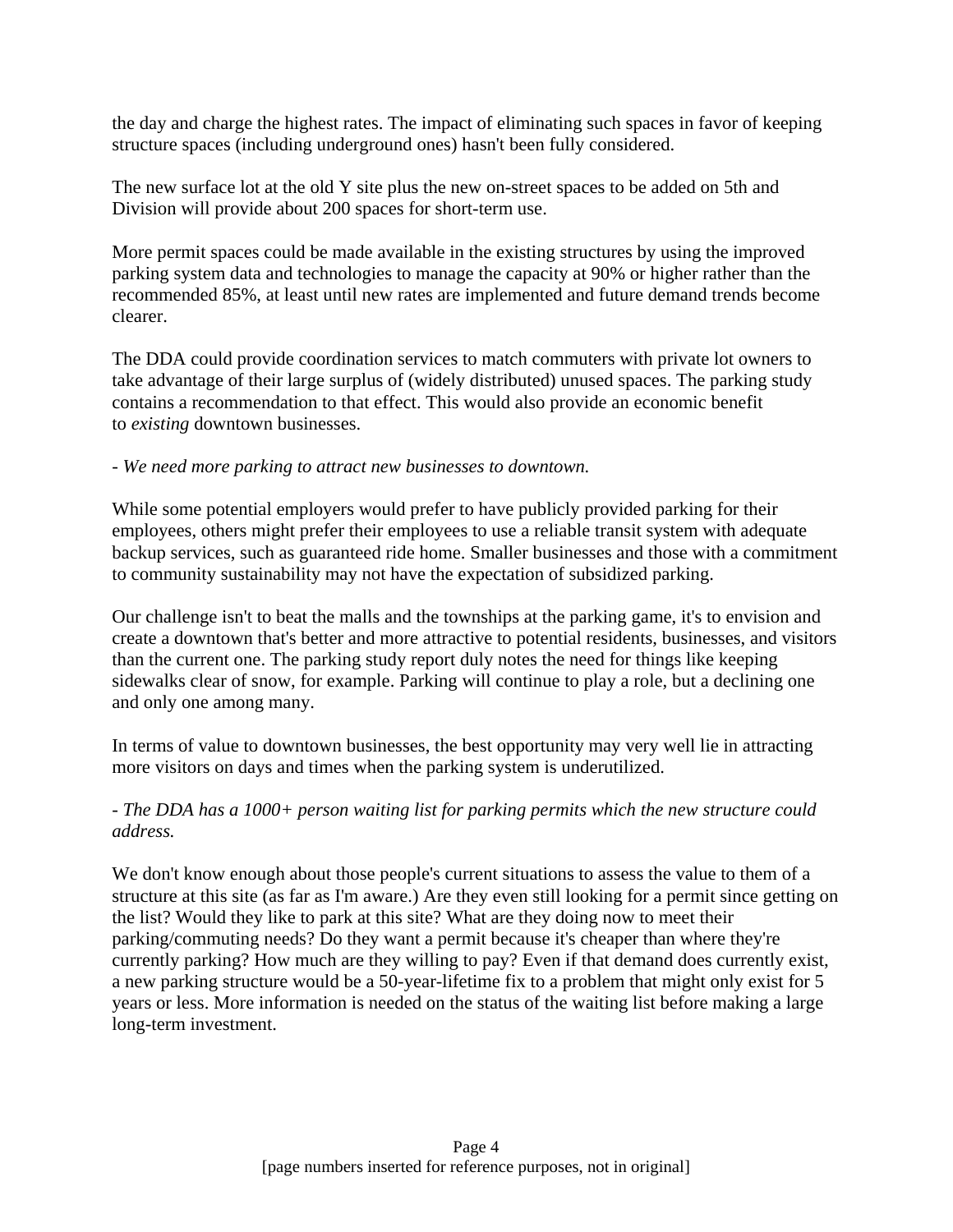the day and charge the highest rates. The impact of eliminating such spaces in favor of keeping structure spaces (including underground ones) hasn't been fully considered.

The new surface lot at the old Y site plus the new on-street spaces to be added on 5th and Division will provide about 200 spaces for short-term use.

More permit spaces could be made available in the existing structures by using the improved parking system data and technologies to manage the capacity at 90% or higher rather than the recommended 85%, at least until new rates are implemented and future demand trends become clearer.

The DDA could provide coordination services to match commuters with private lot owners to take advantage of their large surplus of (widely distributed) unused spaces. The parking study contains a recommendation to that effect. This would also provide an economic benefit to *existing* downtown businesses.

- *We need more parking to attract new businesses to downtown.*

While some potential employers would prefer to have publicly provided parking for their employees, others might prefer their employees to use a reliable transit system with adequate backup services, such as guaranteed ride home. Smaller businesses and those with a commitment to community sustainability may not have the expectation of subsidized parking.

Our challenge isn't to beat the malls and the townships at the parking game, it's to envision and create a downtown that's better and more attractive to potential residents, businesses, and visitors than the current one. The parking study report duly notes the need for things like keeping sidewalks clear of snow, for example. Parking will continue to play a role, but a declining one and only one among many.

In terms of value to downtown businesses, the best opportunity may very well lie in attracting more visitors on days and times when the parking system is underutilized.

- *The DDA has a 1000+ person waiting list for parking permits which the new structure could address.*

We don't know enough about those people's current situations to assess the value to them of a structure at this site (as far as I'm aware.) Are they even still looking for a permit since getting on the list? Would they like to park at this site? What are they doing now to meet their parking/commuting needs? Do they want a permit because it's cheaper than where they're currently parking? How much are they willing to pay? Even if that demand does currently exist, a new parking structure would be a 50-year-lifetime fix to a problem that might only exist for 5 years or less. More information is needed on the status of the waiting list before making a large long-term investment.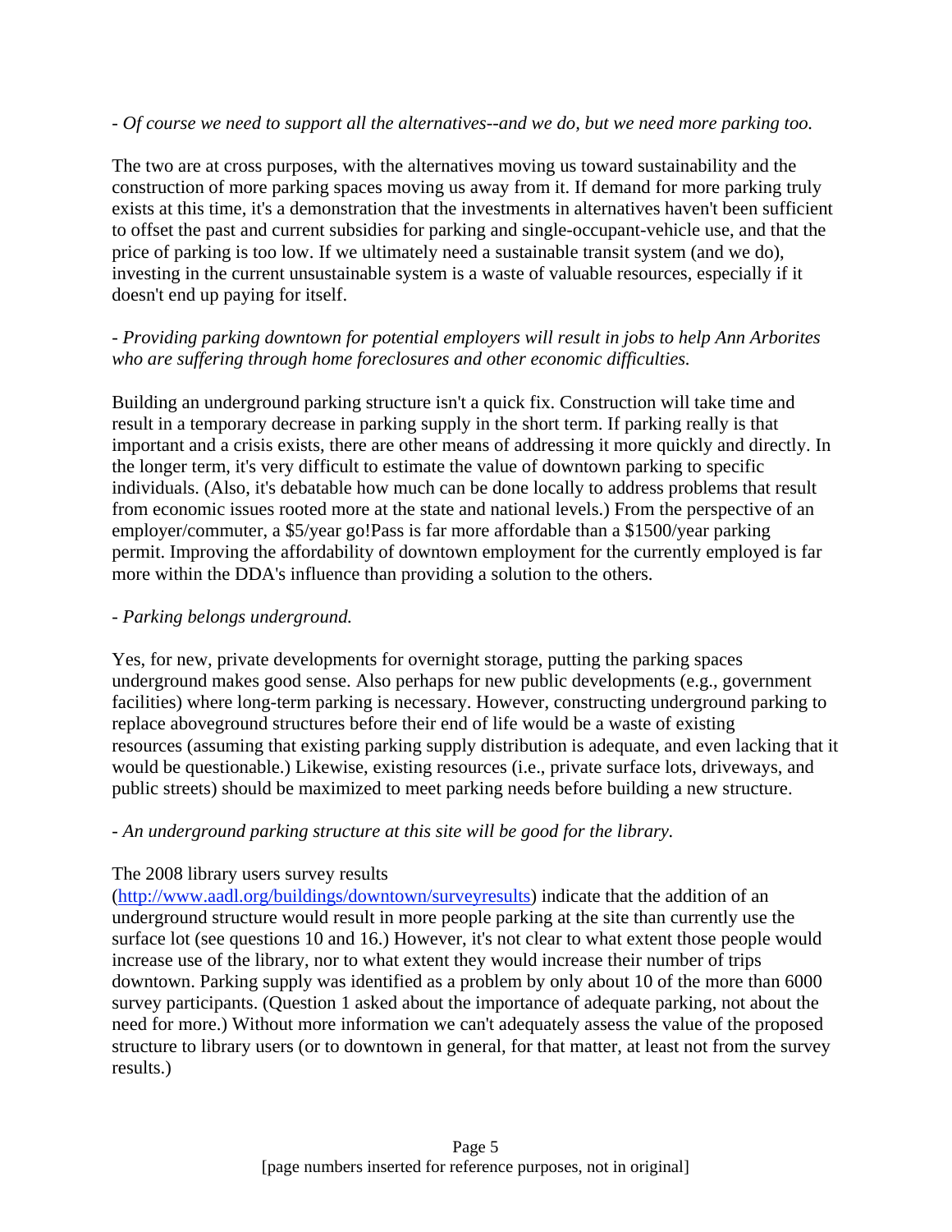- *Of course we need to support all the alternatives--and we do, but we need more parking too.*

The two are at cross purposes, with the alternatives moving us toward sustainability and the construction of more parking spaces moving us away from it. If demand for more parking truly exists at this time, it's a demonstration that the investments in alternatives haven't been sufficient to offset the past and current subsidies for parking and single-occupant-vehicle use, and that the price of parking is too low. If we ultimately need a sustainable transit system (and we do), investing in the current unsustainable system is a waste of valuable resources, especially if it doesn't end up paying for itself.

- *Providing parking downtown for potential employers will result in jobs to help Ann Arborites who are suffering through home foreclosures and other economic difficulties.*

Building an underground parking structure isn't a quick fix. Construction will take time and result in a temporary decrease in parking supply in the short term. If parking really is that important and a crisis exists, there are other means of addressing it more quickly and directly. In the longer term, it's very difficult to estimate the value of downtown parking to specific individuals. (Also, it's debatable how much can be done locally to address problems that result from economic issues rooted more at the state and national levels.) From the perspective of an employer/commuter, a $5/year go!Pass is far more affordable than a $1500/year parking permit. Improving the affordability of downtown employment for the currently employed is far more within the DDA's influence than providing a solution to the others.

- *Parking belongs underground.*

Yes, for new, private developments for overnight storage, putting the parking spaces underground makes good sense. Also perhaps for new public developments (e.g., government facilities) where long-term parking is necessary. However, constructing underground parking to replace aboveground structures before their end of life would be a waste of existing resources (assuming that existing parking supply distribution is adequate, and even lacking that it would be questionable.) Likewise, existing resources (i.e., private surface lots, driveways, and public streets) should be maximized to meet parking needs before building a new structure.

- *An underground parking structure at this site will be good for the library.*

The 2008 library users survey results (http://www.aadl.org/buildings/downtown/surveyresults) indicate that the addition of an underground structure would result in more people parking at the site than currently use the surface lot (see questions 10 and 16.) However, it's not clear to what extent those people would increase use of the library, nor to what extent they would increase their number of trips downtown. Parking supply was identified as a problem by only about 10 of the more than 6000 survey participants. (Question 1 asked about the importance of adequate parking, not about the need for more.) Without more information we can't adequately assess the value of the proposed structure to library users (or to downtown in general, for that matter, at least not from the survey results.)

[page numbers inserted for reference purposes, not in original]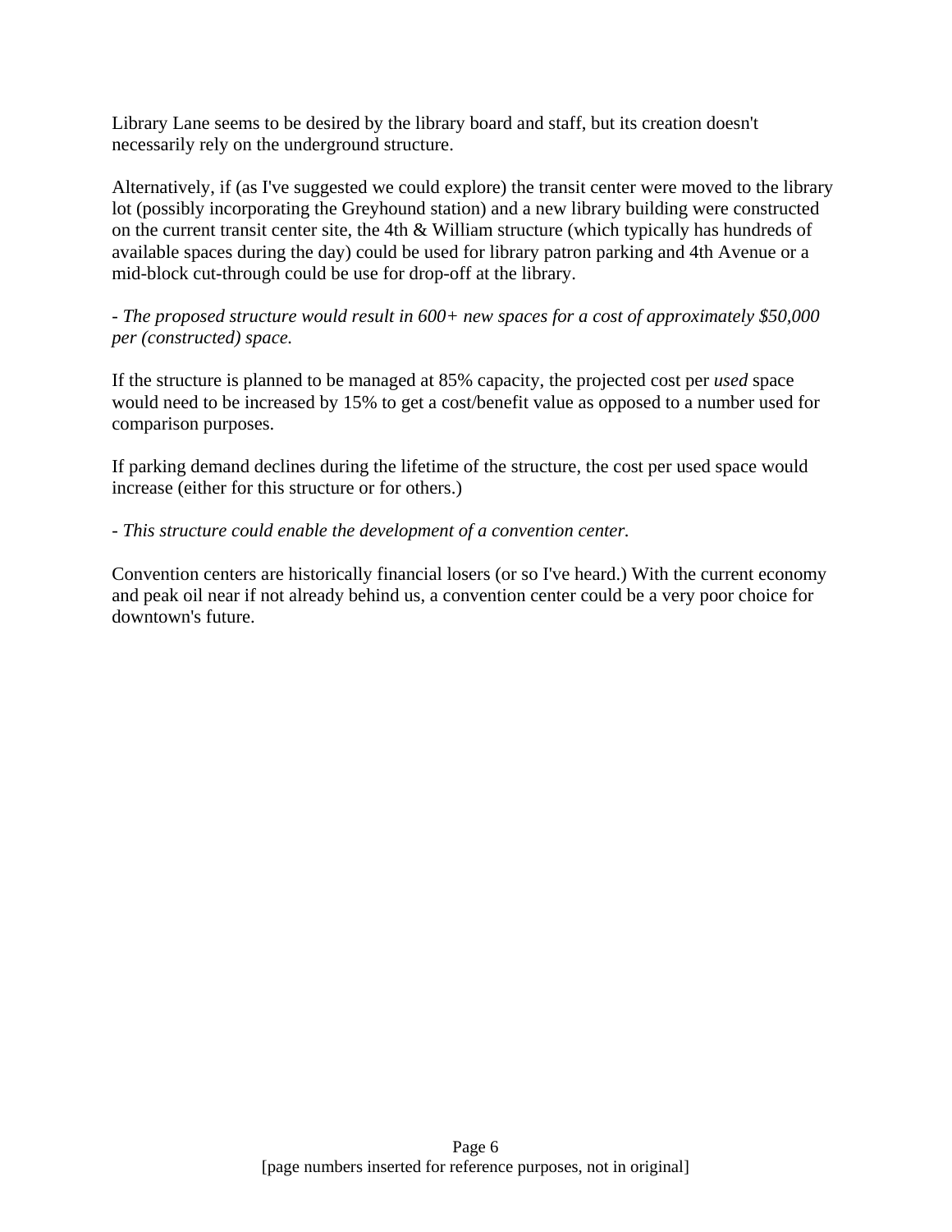Library Lane seems to be desired by the library board and staff, but its creation doesn't necessarily rely on the underground structure.

Alternatively, if (as I've suggested we could explore) the transit center were moved to the library lot (possibly incorporating the Greyhound station) and a new library building were constructed on the current transit center site, the 4th & William structure (which typically has hundreds of available spaces during the day) could be used for library patron parking and 4th Avenue or a mid-block cut-through could be use for drop-off at the library.

- *The proposed structure would result in 600+ new spaces for a cost of approximately $50,000 per (constructed) space.*

If the structure is planned to be managed at 85% capacity, the projected cost per *used* space would need to be increased by 15% to get a cost/benefit value as opposed to a number used for comparison purposes.

If parking demand declines during the lifetime of the structure, the cost per used space would increase (either for this structure or for others.)

- *This structure could enable the development of a convention center.*

Convention centers are historically financial losers (or so I've heard.) With the current economy and peak oil near if not already behind us, a convention center could be a very poor choice for downtown's future.